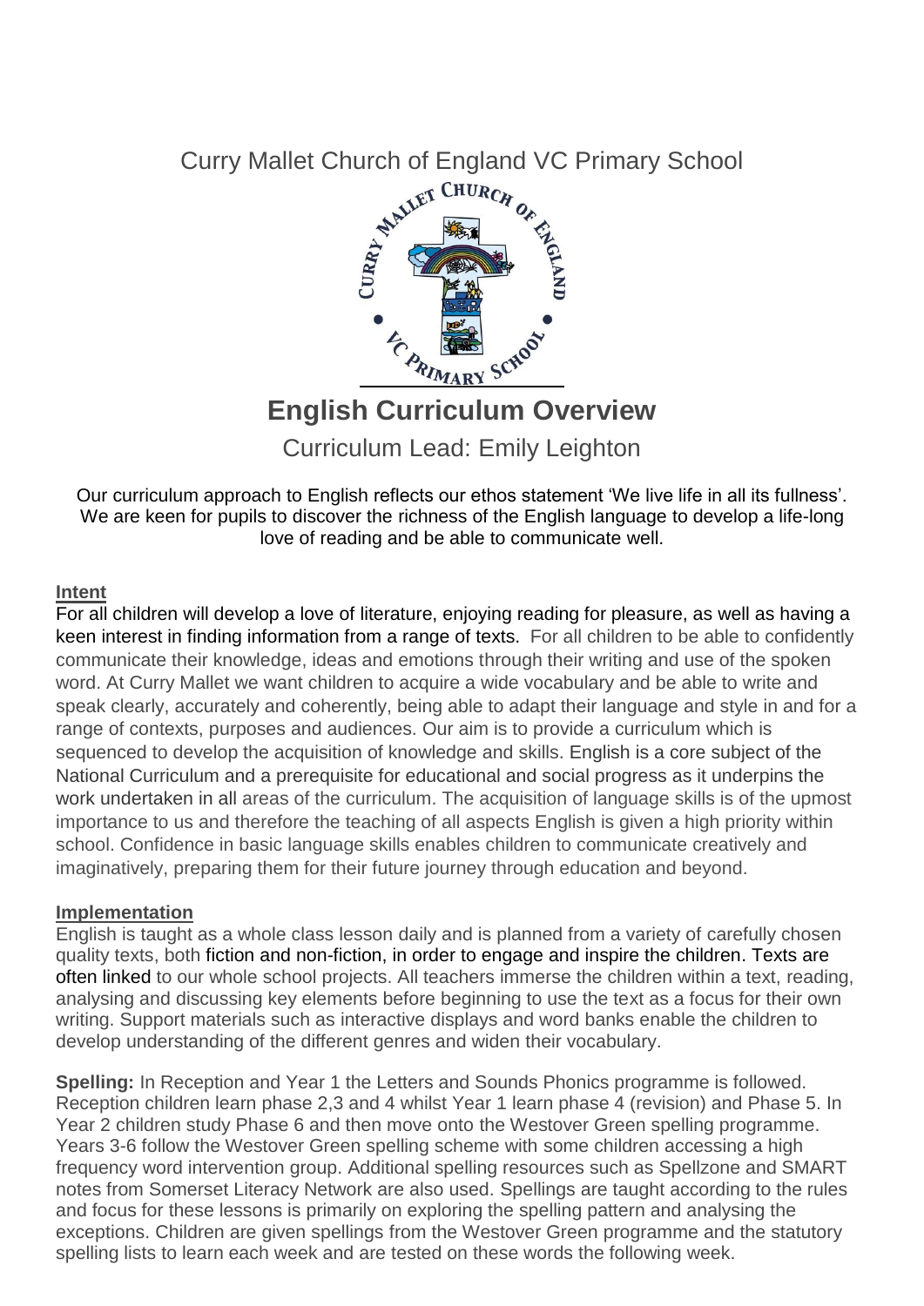Curry Mallet Church of England VC Primary School

# English Curriculum Overview

Curriculum Lead: Emily Leighton

Our curriculum approach to English reflects our ethos statement 'We live life in all its fullness'. We are keen for pupils to discover the richness of the English language to develop a life-long love of reading and be able to communicate well.

## Intent

For all children will develop a love of literature, enjoying reading for pleasure, as well as having a keen interest in finding information from a range of texts. For all children to be able to confidently communicate their knowledge, ideas and emotions through their writing and use of the spoken word. At Curry Mallet we want children to acquire a wide vocabulary and be able to write and speak clearly, accurately and coherently, being able to adapt their language and style in and for a range of contexts, purposes and audiences. Our aim is to provide a curriculum which is sequenced to develop the acquisition of knowledge and skills. English is a core subject of the National Curriculum and a prerequisite for educational and social progress as it underpins the work undertaken in all areas of the curriculum. The acquisition of language skills is of the upmost importance to us and therefore the teaching of all aspects English is given a high priority within school. Confidence in basic language skills enables children to communicate creatively and imaginatively, preparing them for their future journey through education and beyond.

## Implementation

English is taught as a whole class lesson daily and is planned from a variety of carefully chosen quality texts, both fiction and non-fiction, in order to engage and inspire the children. Texts are often linked to our whole school projects. All teachers immerse the children within a text, reading, analysing and discussing key elements before beginning to use the text as a focus for their own writing. Support materials such as interactive displays and word banks enable the children to develop understanding of the different genres and widen their vocabulary.

**Spelling:** In Reception and Year 1 the Letters and Sounds Phonics programme is followed. Reception children learn phase 2,3 and 4 whilst Year 1 learn phase 4 (revision) and Phase 5. In Year 2 children study Phase 6 and then move onto the Westover Green spelling programme. Years 3-6 follow the Westover Green spelling scheme with some children accessing a high frequency word intervention group. Additional spelling resources such as Spellzone and SMART notes from Somerset Literacy Network are also used. Spellings are taught according to the rules and focus for these lessons is primarily on exploring the spelling pattern and analysing the exceptions. Children are given spellings from the Westover Green programme and the statutory spelling lists to learn each week and are tested on these words the following week.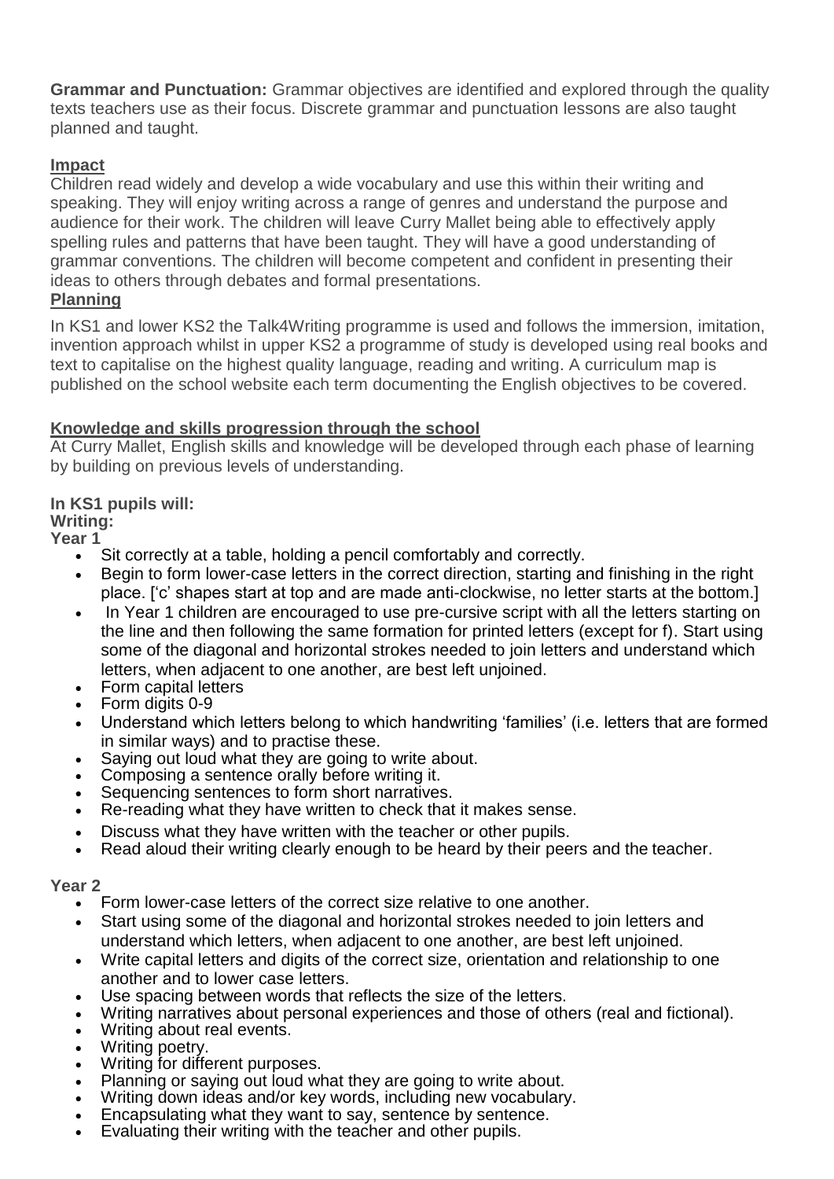**Grammar and Punctuation:** Grammar objectives are identified and explored through the quality texts teachers use as their focus. Discrete grammar and punctuation lessons are also taught planned and taught.

## Impact

Children read widely and develop a wide vocabulary and use this within their writing and speaking. They will enjoy writing across a range of genres and understand the purpose and audience for their work. The children will leave Curry Mallet being able to effectively apply spelling rules and patterns that have been taught. They will have a good understanding of grammar conventions. The children will become competent and confident in presenting their ideas to others through debates and formal presentations.

## Planning

In KS1 and lower KS2 the Talk4Writing programme is used and follows the immersion, imitation, invention approach whilst in upper KS2 a programme of study is developed using real books and text to capitalise on the highest quality language, reading and writing. A curriculum map is published on the school website each term documenting the English objectives to be covered.

## Knowledge and skills progression through the school

At Curry Mallet, English skills and knowledge will be developed through each phase of learning by building on previous levels of understanding.

**In KS1 pupils will:**

**Writing:**

**Year 1**

- Sit correctly at a table, holding a pencil comfortably and correctly.
- Begin to form lower-case letters in the correct direction, starting and finishing in the right place. ['c' shapes start at top and are made anti-clockwise, no letter starts at the bottom.]
- In Year 1 children are encouraged to use pre-cursive script with all the letters starting on the line and then following the same formation for printed letters (except for f). Start using some of the diagonal and horizontal strokes needed to join letters and understand which letters, when adjacent to one another, are best left unjoined.
- Form capital letters
- Form digits 0-9
- Understand which letters belong to which handwriting 'families' (i.e. letters that are formed in similar ways) and to practise these.
- Saying out loud what they are going to write about.
- Composing a sentence orally before writing it.
- Sequencing sentences to form short narratives.
- Re-reading what they have written to check that it makes sense.
- Discuss what they have written with the teacher or other pupils.
- Read aloud their writing clearly enough to be heard by their peers and the teacher.

**Year 2**

- Form lower-case letters of the correct size relative to one another.
- Start using some of the diagonal and horizontal strokes needed to join letters and understand which letters, when adjacent to one another, are best left unjoined.
- Write capital letters and digits of the correct size, orientation and relationship to one another and to lower case letters.
- Use spacing between words that reflects the size of the letters.
- Writing narratives about personal experiences and those of others (real and fictional).
- Writing about real events.
- Writing poetry.
- Writing for different purposes.
- Planning or saying out loud what they are going to write about.
- Writing down ideas and/or key words, including new vocabulary.
- Encapsulating what they want to say, sentence by sentence.
- Evaluating their writing with the teacher and other pupils.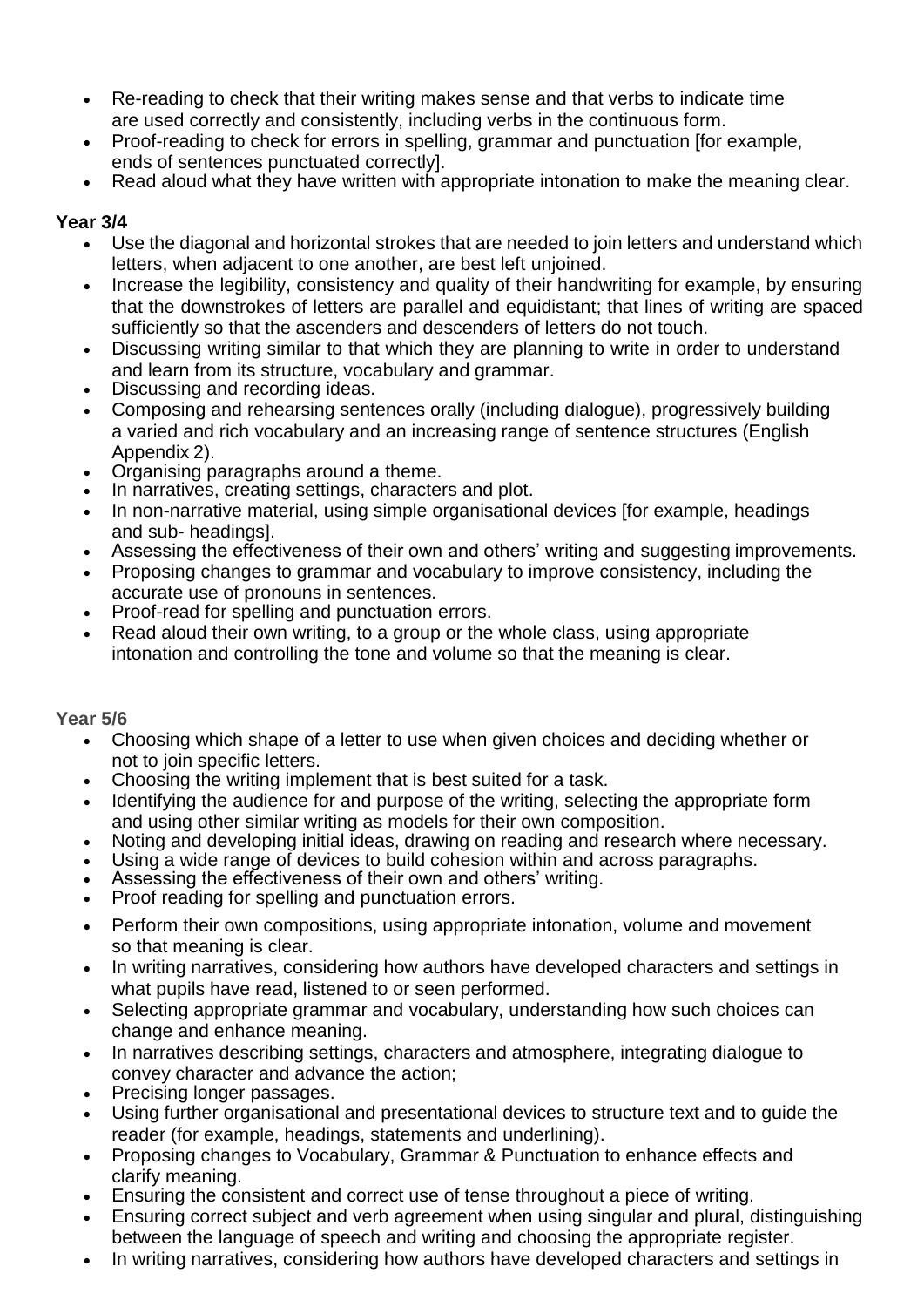- Re-reading to check that their writing makes sense and that verbs to indicate time are used correctly and consistently, including verbs in the continuous form.
- Proof-reading to check for errors in spelling, grammar and punctuation [for example, ends of sentences punctuated correctly].
- Read aloud what they have written with appropriate intonation to make the meaning clear.

**Year 3/4**

- Use the diagonal and horizontal strokes that are needed to join letters and understand which letters, when adjacent to one another, are best left unjoined.
- Increase the legibility, consistency and quality of their handwriting for example, by ensuring that the downstrokes of letters are parallel and equidistant; that lines of writing are spaced sufficiently so that the ascenders and descenders of letters do not touch.
- Discussing writing similar to that which they are planning to write in order to understand and learn from its structure, vocabulary and grammar.
- Discussing and recording ideas.
- Composing and rehearsing sentences orally (including dialogue), progressively building a varied and rich vocabulary and an increasing range of sentence structures (English Appendix 2).
- Organising paragraphs around a theme.
- In narratives, creating settings, characters and plot.
- In non-narrative material, using simple organisational devices [for example, headings and sub- headings].
- Assessing the effectiveness of their own and others' writing and suggesting improvements.
- Proposing changes to grammar and vocabulary to improve consistency, including the accurate use of pronouns in sentences.
- Proof-read for spelling and punctuation errors.
- Read aloud their own writing, to a group or the whole class, using appropriate intonation and controlling the tone and volume so that the meaning is clear.

**Year 5/6**

- Choosing which shape of a letter to use when given choices and deciding whether or not to join specific letters.
- Choosing the writing implement that is best suited for a task.
- Identifying the audience for and purpose of the writing, selecting the appropriate form and using other similar writing as models for their own composition.
- Noting and developing initial ideas, drawing on reading and research where necessary.
- Using a wide range of devices to build cohesion within and across paragraphs.
- Assessing the effectiveness of their own and others' writing.
- Proof reading for spelling and punctuation errors.
- Perform their own compositions, using appropriate intonation, volume and movement so that meaning is clear.
- In writing narratives, considering how authors have developed characters and settings in what pupils have read, listened to or seen performed.
- Selecting appropriate grammar and vocabulary, understanding how such choices can change and enhance meaning.
- In narratives describing settings, characters and atmosphere, integrating dialogue to convey character and advance the action;
- Precising longer passages.
- Using further organisational and presentational devices to structure text and to guide the reader (for example, headings, statements and underlining).
- Proposing changes to Vocabulary, Grammar & Punctuation to enhance effects and clarify meaning.
- Ensuring the consistent and correct use of tense throughout a piece of writing.
- Ensuring correct subject and verb agreement when using singular and plural, distinguishing between the language of speech and writing and choosing the appropriate register.
- In writing narratives, considering how authors have developed characters and settings in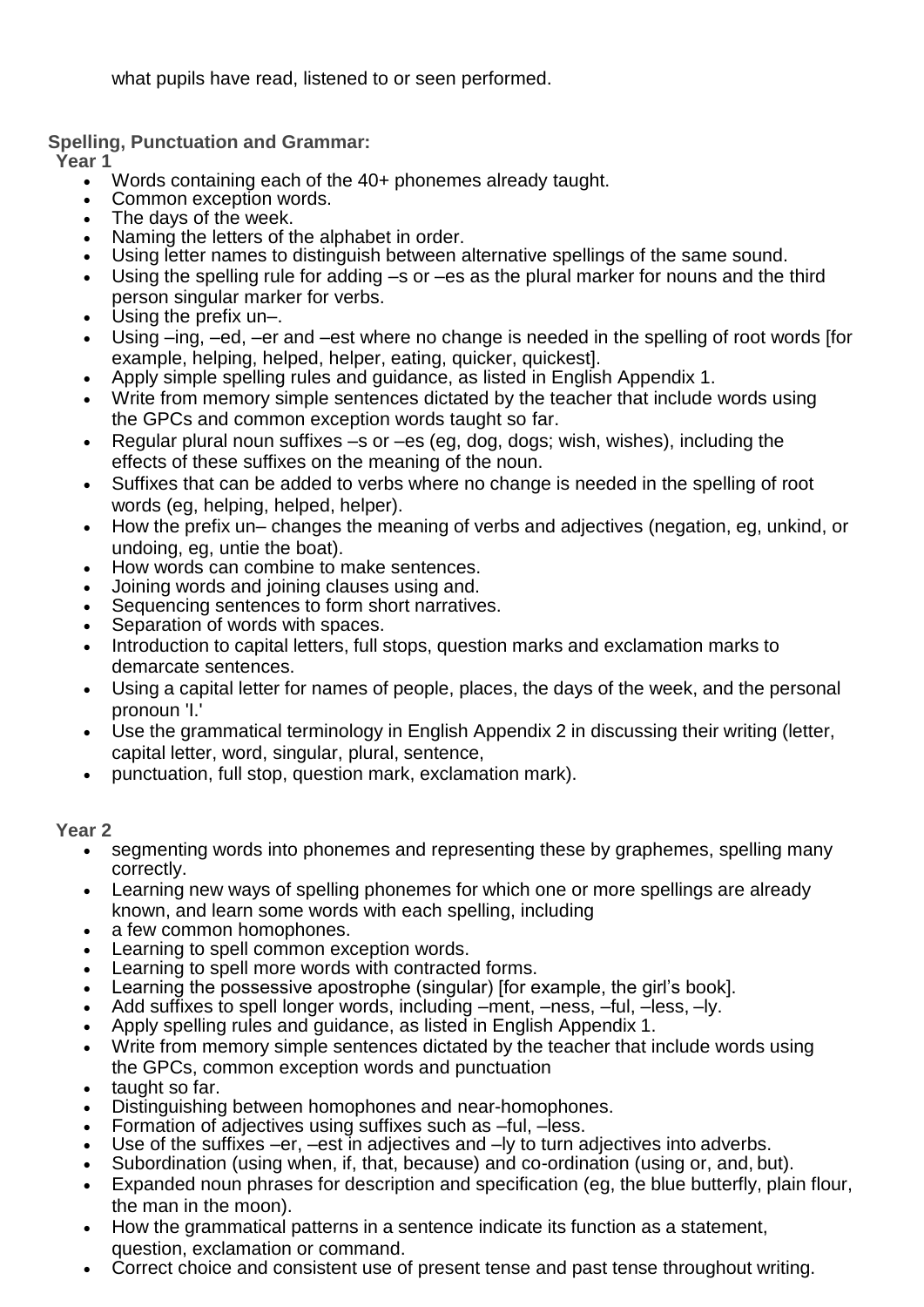what pupils have read, listened to or seen performed.

**Spelling, Punctuation and Grammar:**

**Year 1**

- Words containing each of the 40+ phonemes already taught.
- Common exception words.
- The days of the week.
- Naming the letters of the alphabet in order.
- Using letter names to distinguish between alternative spellings of the same sound.
- Using the spelling rule for adding –s or –es as the plural marker for nouns and the third person singular marker for verbs.
- Using the prefix un–.
- Using –ing, –ed, –er and –est where no change is needed in the spelling of root words [for example, helping, helped, helper, eating, quicker, quickest].
- Apply simple spelling rules and guidance, as listed in English Appendix 1.
- Write from memory simple sentences dictated by the teacher that include words using the GPCs and common exception words taught so far.
- Regular plural noun suffixes –s or –es (eg, dog, dogs; wish, wishes), including the effects of these suffixes on the meaning of the noun.
- Suffixes that can be added to verbs where no change is needed in the spelling of root words (eg, helping, helped, helper).
- How the prefix un– changes the meaning of verbs and adjectives (negation, eg, unkind, or undoing, eg, untie the boat).
- How words can combine to make sentences.
- Joining words and joining clauses using and.
- Sequencing sentences to form short narratives.
- Separation of words with spaces.
- Introduction to capital letters, full stops, question marks and exclamation marks to demarcate sentences.
- Using a capital letter for names of people, places, the days of the week, and the personal pronoun 'I.'
- Use the grammatical terminology in English Appendix 2 in discussing their writing (letter, capital letter, word, singular, plural, sentence,
- punctuation, full stop, question mark, exclamation mark).

**Year 2**

- segmenting words into phonemes and representing these by graphemes, spelling many correctly.
- Learning new ways of spelling phonemes for which one or more spellings are already known, and learn some words with each spelling, including
- a few common homophones.
- Learning to spell common exception words.
- Learning to spell more words with contracted forms.
- Learning the possessive apostrophe (singular) [for example, the girl's book].
- Add suffixes to spell longer words, including –ment, –ness, –ful, –less, –ly.
- Apply spelling rules and guidance, as listed in English Appendix 1.
- Write from memory simple sentences dictated by the teacher that include words using the GPCs, common exception words and punctuation
- taught so far.
- Distinguishing between homophones and near-homophones.
- Formation of adjectives using suffixes such as –ful, –less.
- Use of the suffixes –er, –est in adjectives and –ly to turn adjectives into adverbs.
- Subordination (using when, if, that, because) and co-ordination (using or, and, but).
- Expanded noun phrases for description and specification (eg, the blue butterfly, plain flour, the man in the moon).
- How the grammatical patterns in a sentence indicate its function as a statement, question, exclamation or command.
- Correct choice and consistent use of present tense and past tense throughout writing.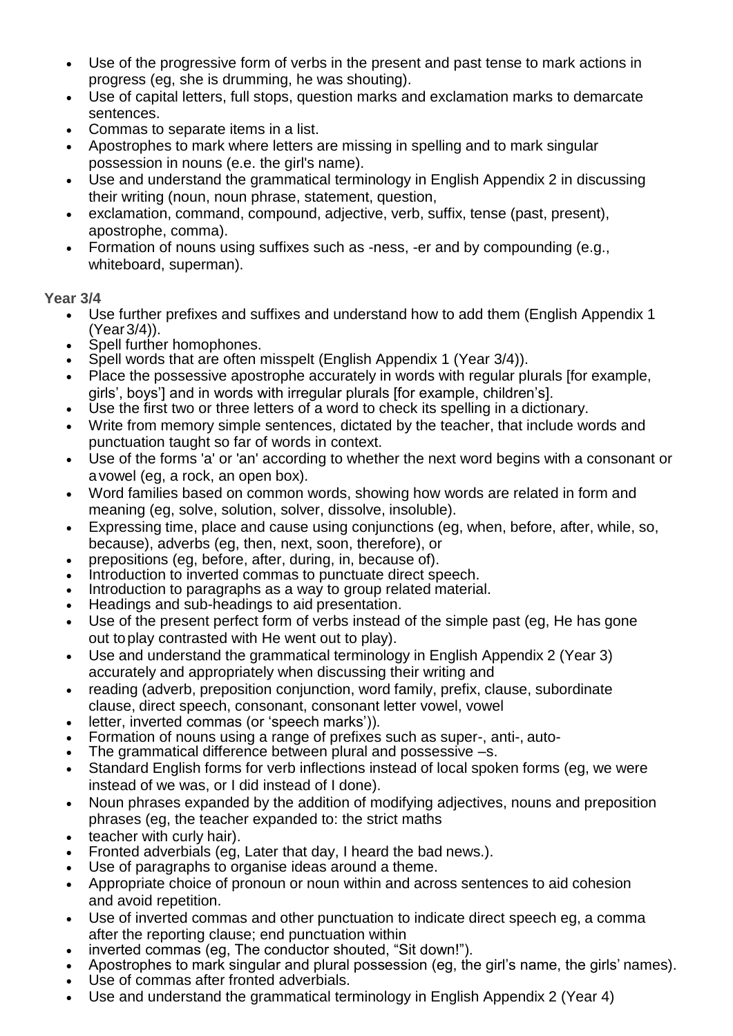- Use of the progressive form of verbs in the present and past tense to mark actions in progress (eg, she is drumming, he was shouting).
- Use of capital letters, full stops, question marks and exclamation marks to demarcate sentences.
- Commas to separate items in a list.
- Apostrophes to mark where letters are missing in spelling and to mark singular possession in nouns (e.e. the girl's name).
- Use and understand the grammatical terminology in English Appendix 2 in discussing their writing (noun, noun phrase, statement, question,
- exclamation, command, compound, adjective, verb, suffix, tense (past, present), apostrophe, comma).
- Formation of nouns using suffixes such as -ness, -er and by compounding (e.g., whiteboard, superman).

**Year 3/4**

- Use further prefixes and suffixes and understand how to add them (English Appendix 1 (Year 3/4)).
- Spell further homophones.
- Spell words that are often misspelt (English Appendix 1 (Year 3/4)).
- Place the possessive apostrophe accurately in words with regular plurals [for example, girls', boys'] and in words with irregular plurals [for example, children's].
- Use the first two or three letters of a word to check its spelling in a dictionary.
- Write from memory simple sentences, dictated by the teacher, that include words and punctuation taught so far of words in context.
- Use of the forms 'a' or 'an' according to whether the next word begins with a consonant or a vowel (eg, a rock, an open box).
- Word families based on common words, showing how words are related in form and meaning (eg, solve, solution, solver, dissolve, insoluble).
- Expressing time, place and cause using conjunctions (eg, when, before, after, while, so, because), adverbs (eg, then, next, soon, therefore), or
- prepositions (eg, before, after, during, in, because of).
- Introduction to inverted commas to punctuate direct speech.
- Introduction to paragraphs as a way to group related material.
- Headings and sub-headings to aid presentation.
- Use of the present perfect form of verbs instead of the simple past (eg, He has gone out to play contrasted with He went out to play).
- Use and understand the grammatical terminology in English Appendix 2 (Year 3) accurately and appropriately when discussing their writing and
- reading (adverb, preposition conjunction, word family, prefix, clause, subordinate clause, direct speech, consonant, consonant letter vowel, vowel
- letter, inverted commas (or 'speech marks')).
- Formation of nouns using a range of prefixes such as super-, anti-, auto-
- The grammatical difference between plural and possessive –s.
- Standard English forms for verb inflections instead of local spoken forms (eg, we were instead of we was, or I did instead of I done).
- Noun phrases expanded by the addition of modifying adjectives, nouns and preposition phrases (eg, the teacher expanded to: the strict maths
- teacher with curly hair).
- Fronted adverbials (eg, Later that day, I heard the bad news.).
- Use of paragraphs to organise ideas around a theme.
- Appropriate choice of pronoun or noun within and across sentences to aid cohesion and avoid repetition.
- Use of inverted commas and other punctuation to indicate direct speech eg, a comma after the reporting clause; end punctuation within
- inverted commas (eg, The conductor shouted, "Sit down!").
- Apostrophes to mark singular and plural possession (eg, the girl's name, the girls' names).
- Use of commas after fronted adverbials.
- Use and understand the grammatical terminology in English Appendix 2 (Year 4)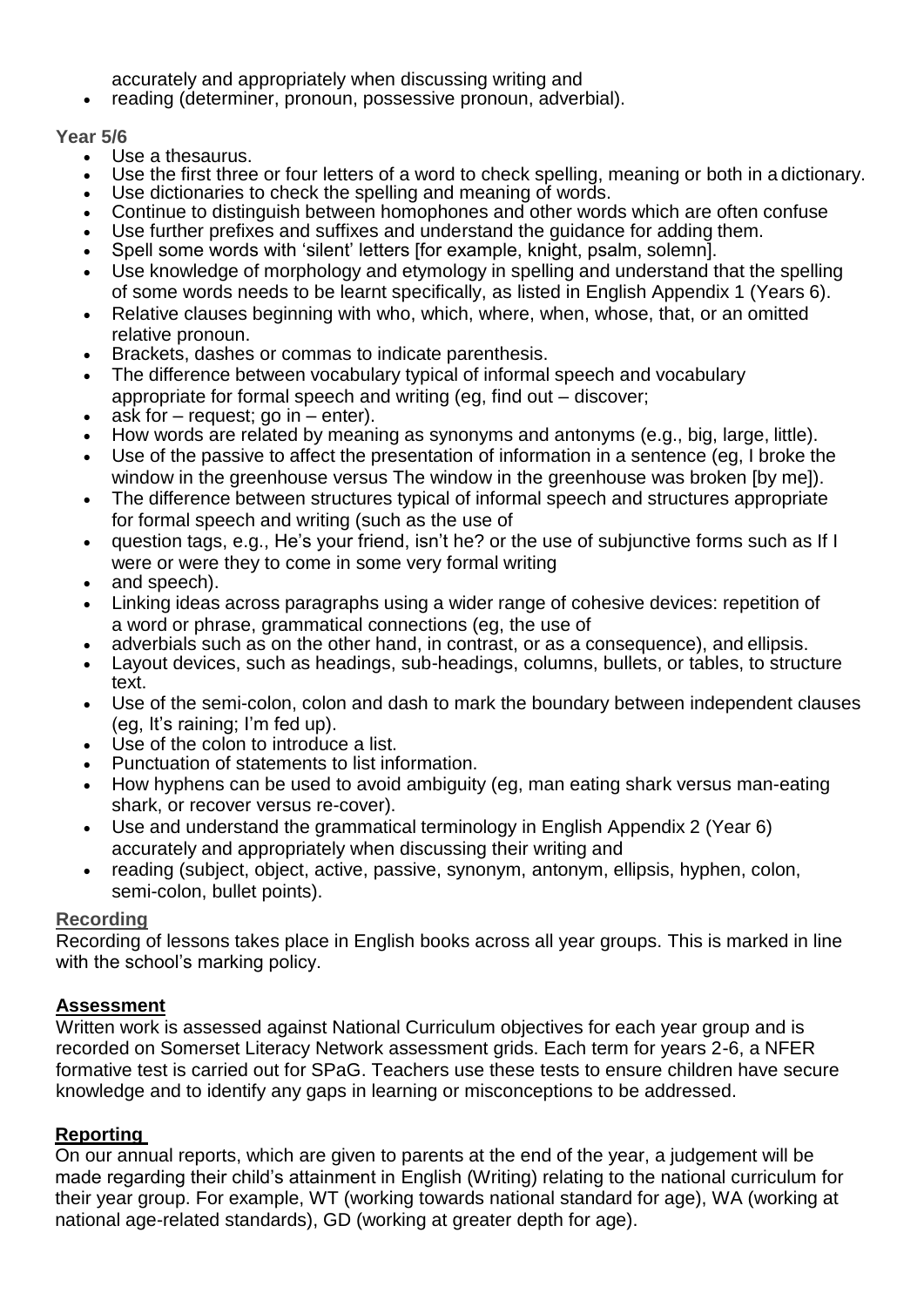- accurately and appropriately when discussing writing and
- reading (determiner, pronoun, possessive pronoun, adverbial).

**Year 5/6**

- Use a thesaurus.
- Use the first three or four letters of a word to check spelling, meaning or both in a dictionary.
- Use dictionaries to check the spelling and meaning of words.
- Continue to distinguish between homophones and other words which are often confuse
- Use further prefixes and suffixes and understand the guidance for adding them.
- Spell some words with 'silent' letters [for example, knight, psalm, solemn].
- Use knowledge of morphology and etymology in spelling and understand that the spelling of some words needs to be learnt specifically, as listed in English Appendix 1 (Years 6).
- Relative clauses beginning with who, which, where, when, whose, that, or an omitted relative pronoun.
- Brackets, dashes or commas to indicate parenthesis.
- The difference between vocabulary typical of informal speech and vocabulary appropriate for formal speech and writing (eg, find out – discover;
- ask for – request; go in – enter).
- How words are related by meaning as synonyms and antonyms (e.g., big, large, little).
- Use of the passive to affect the presentation of information in a sentence (eg, I broke the window in the greenhouse versus The window in the greenhouse was broken [by me]).
- The difference between structures typical of informal speech and structures appropriate for formal speech and writing (such as the use of
- question tags, e.g., He's your friend, isn't he? or the use of subjunctive forms such as If I were or were they to come in some very formal writing
- and speech).
- Linking ideas across paragraphs using a wider range of cohesive devices: repetition of a word or phrase, grammatical connections (eg, the use of
- adverbials such as on the other hand, in contrast, or as a consequence), and ellipsis.
- Layout devices, such as headings, sub-headings, columns, bullets, or tables, to structure text.
- Use of the semi-colon, colon and dash to mark the boundary between independent clauses (eg, It's raining; I'm fed up).
- Use of the colon to introduce a list.
- Punctuation of statements to list information.
- How hyphens can be used to avoid ambiguity (eg, man eating shark versus man-eating shark, or recover versus re-cover).
- Use and understand the grammatical terminology in English Appendix 2 (Year 6) accurately and appropriately when discussing their writing and
- reading (subject, object, active, passive, synonym, antonym, ellipsis, hyphen, colon, semi-colon, bullet points).

## Recording

Recording of lessons takes place in English books across all year groups. This is marked in line with the school's marking policy.

## Assessment

Written work is assessed against National Curriculum objectives for each year group and is recorded on Somerset Literacy Network assessment grids. Each term for years 2-6, a NFER formative test is carried out for SPaG. Teachers use these tests to ensure children have secure knowledge and to identify any gaps in learning or misconceptions to be addressed.

## Reporting

On our annual reports, which are given to parents at the end of the year, a judgement will be made regarding their child's attainment in English (Writing) relating to the national curriculum for their year group. For example, WT (working towards national standard for age), WA (working at national age-related standards), GD (working at greater depth for age).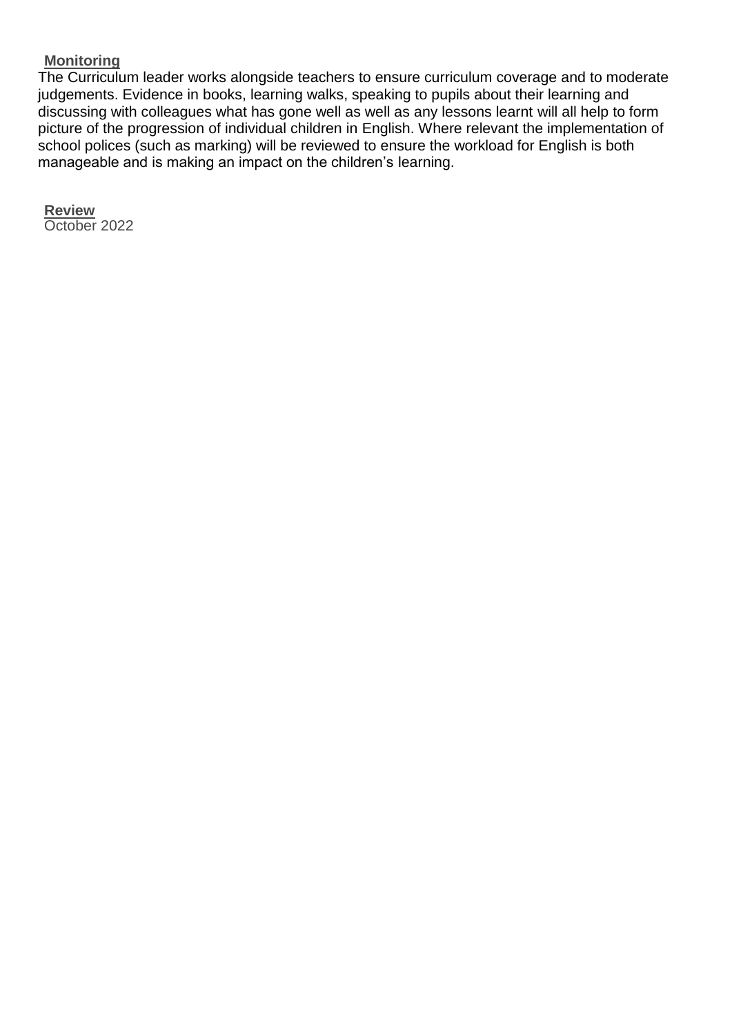**Monitoring**

The Curriculum leader works alongside teachers to ensure curriculum coverage and to moderate judgements. Evidence in books, learning walks, speaking to pupils about their learning and discussing with colleagues what has gone well as well as any lessons learnt will all help to form picture of the progression of individual children in English. Where relevant the implementation of school polices (such as marking) will be reviewed to ensure the workload for English is both manageable and is making an impact on the children's learning.

**Review**

October 2022